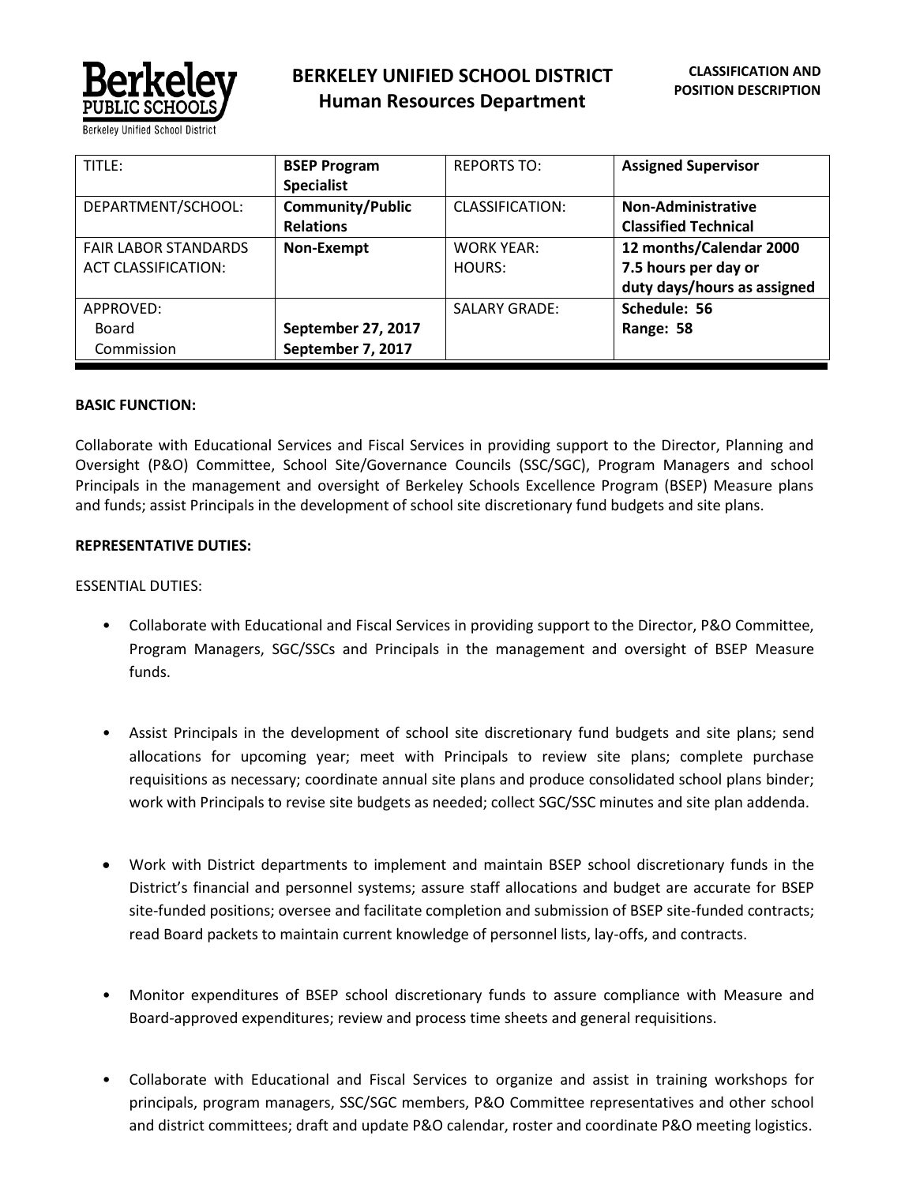**BERKELEY UNIFIED SCHOOL DISTRICT**
**Human Resources Department**

**CLASSIFICATION AND POSITION DESCRIPTION**

| TITLE: | **BSEP Program Specialist** | REPORTS TO: | **Assigned Supervisor** |
|---|---|---|---|
| DEPARTMENT/SCHOOL: | **Community/Public Relations** | CLASSIFICATION: | **Non-Administrative Classified Technical** |
| FAIR LABOR STANDARDS ACT CLASSIFICATION: | **Non-Exempt** | WORK YEAR: HOURS: | **12 months/Calendar 2000 7.5 hours per day or duty days/hours as assigned** |
| APPROVED: Board Commission | **September 27, 2017 September 7, 2017** | SALARY GRADE: | **Schedule: 56 Range: 58** |

**BASIC FUNCTION:**

Collaborate with Educational Services and Fiscal Services in providing support to the Director, Planning and Oversight (P&O) Committee, School Site/Governance Councils (SSC/SGC), Program Managers and school Principals in the management and oversight of Berkeley Schools Excellence Program (BSEP) Measure plans and funds; assist Principals in the development of school site discretionary fund budgets and site plans.

**REPRESENTATIVE DUTIES:**

ESSENTIAL DUTIES:

- Collaborate with Educational and Fiscal Services in providing support to the Director, P&O Committee, Program Managers, SGC/SSCs and Principals in the management and oversight of BSEP Measure funds.

- Assist Principals in the development of school site discretionary fund budgets and site plans; send allocations for upcoming year; meet with Principals to review site plans; complete purchase requisitions as necessary; coordinate annual site plans and produce consolidated school plans binder; work with Principals to revise site budgets as needed; collect SGC/SSC minutes and site plan addenda.

- Work with District departments to implement and maintain BSEP school discretionary funds in the District's financial and personnel systems; assure staff allocations and budget are accurate for BSEP site-funded positions; oversee and facilitate completion and submission of BSEP site-funded contracts; read Board packets to maintain current knowledge of personnel lists, lay-offs, and contracts.

- Monitor expenditures of BSEP school discretionary funds to assure compliance with Measure and Board-approved expenditures; review and process time sheets and general requisitions.

- Collaborate with Educational and Fiscal Services to organize and assist in training workshops for principals, program managers, SSC/SGC members, P&O Committee representatives and other school and district committees; draft and update P&O calendar, roster and coordinate P&O meeting logistics.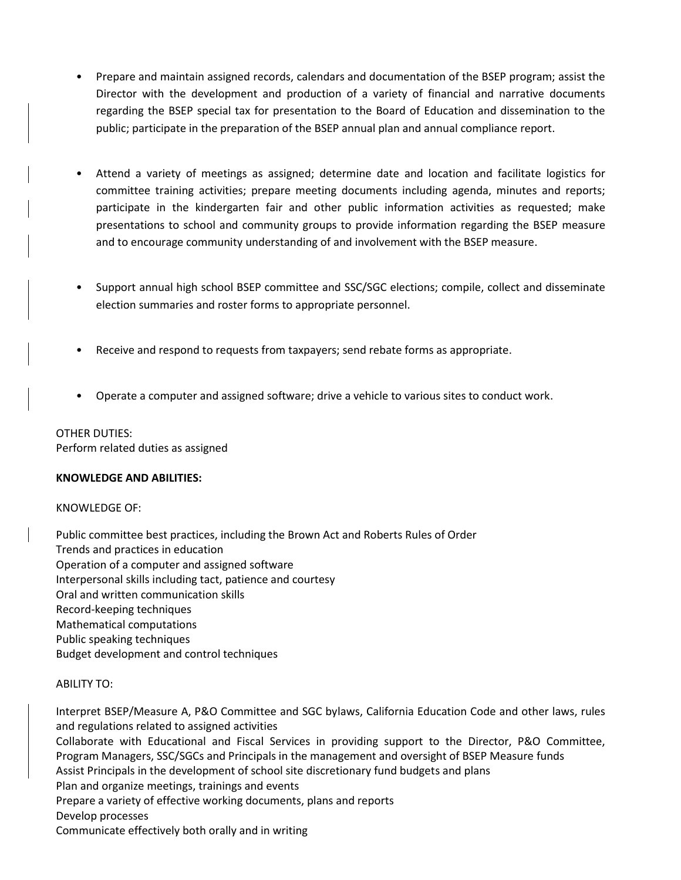- Prepare and maintain assigned records, calendars and documentation of the BSEP program; assist the Director with the development and production of a variety of financial and narrative documents regarding the BSEP special tax for presentation to the Board of Education and dissemination to the public; participate in the preparation of the BSEP annual plan and annual compliance report.

- Attend a variety of meetings as assigned; determine date and location and facilitate logistics for committee training activities; prepare meeting documents including agenda, minutes and reports; participate in the kindergarten fair and other public information activities as requested; make presentations to school and community groups to provide information regarding the BSEP measure and to encourage community understanding of and involvement with the BSEP measure.

- Support annual high school BSEP committee and SSC/SGC elections; compile, collect and disseminate election summaries and roster forms to appropriate personnel.

- Receive and respond to requests from taxpayers; send rebate forms as appropriate.

- Operate a computer and assigned software; drive a vehicle to various sites to conduct work.

OTHER DUTIES:
Perform related duties as assigned

**KNOWLEDGE AND ABILITIES:**

KNOWLEDGE OF:

Public committee best practices, including the Brown Act and Roberts Rules of Order
Trends and practices in education
Operation of a computer and assigned software
Interpersonal skills including tact, patience and courtesy
Oral and written communication skills
Record-keeping techniques
Mathematical computations
Public speaking techniques
Budget development and control techniques

ABILITY TO:

Interpret BSEP/Measure A, P&O Committee and SGC bylaws, California Education Code and other laws, rules and regulations related to assigned activities
Collaborate with Educational and Fiscal Services in providing support to the Director, P&O Committee, Program Managers, SSC/SGCs and Principals in the management and oversight of BSEP Measure funds
Assist Principals in the development of school site discretionary fund budgets and plans
Plan and organize meetings, trainings and events
Prepare a variety of effective working documents, plans and reports
Develop processes
Communicate effectively both orally and in writing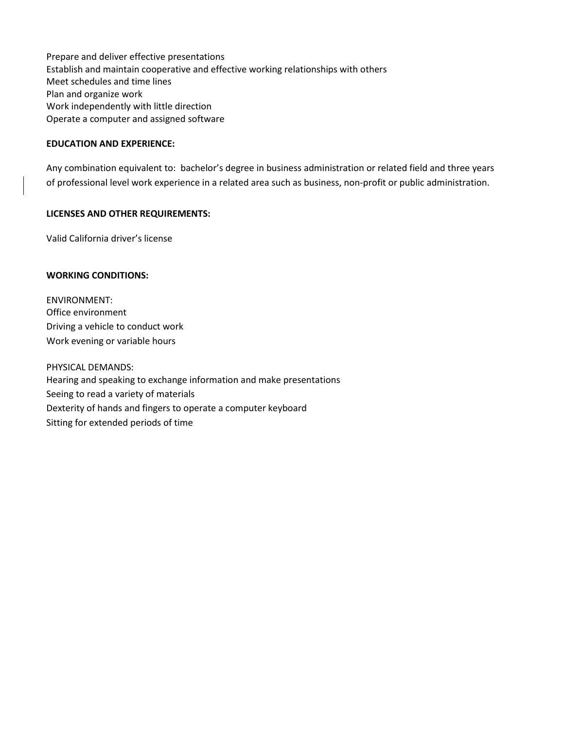Prepare and deliver effective presentations
Establish and maintain cooperative and effective working relationships with others
Meet schedules and time lines
Plan and organize work
Work independently with little direction
Operate a computer and assigned software

**EDUCATION AND EXPERIENCE:**

Any combination equivalent to: bachelor's degree in business administration or related field and three years of professional level work experience in a related area such as business, non-profit or public administration.

**LICENSES AND OTHER REQUIREMENTS:**

Valid California driver's license

**WORKING CONDITIONS:**

ENVIRONMENT:
Office environment
Driving a vehicle to conduct work
Work evening or variable hours

PHYSICAL DEMANDS:
Hearing and speaking to exchange information and make presentations
Seeing to read a variety of materials
Dexterity of hands and fingers to operate a computer keyboard
Sitting for extended periods of time